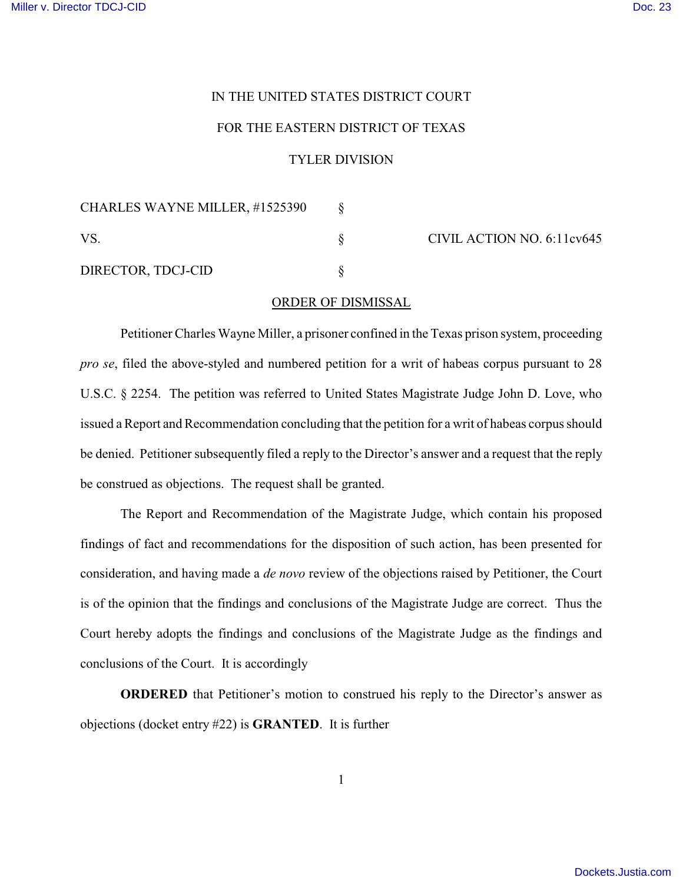IN THE UNITED STATES DISTRICT COURT

FOR THE EASTERN DISTRICT OF TEXAS

TYLER DIVISION

| | | |
|---|---|---|
| CHARLES WAYNE MILLER, #1525390 | § | |
| VS. | § | CIVIL ACTION NO. 6:11cv645 |
| DIRECTOR, TDCJ-CID | § | |

ORDER OF DISMISSAL

Petitioner Charles Wayne Miller, a prisoner confined in the Texas prison system, proceeding *pro se*, filed the above-styled and numbered petition for a writ of habeas corpus pursuant to 28 U.S.C. § 2254. The petition was referred to United States Magistrate Judge John D. Love, who issued a Report and Recommendation concluding that the petition for a writ of habeas corpus should be denied. Petitioner subsequently filed a reply to the Director's answer and a request that the reply be construed as objections. The request shall be granted.

The Report and Recommendation of the Magistrate Judge, which contain his proposed findings of fact and recommendations for the disposition of such action, has been presented for consideration, and having made a *de novo* review of the objections raised by Petitioner, the Court is of the opinion that the findings and conclusions of the Magistrate Judge are correct. Thus the Court hereby adopts the findings and conclusions of the Magistrate Judge as the findings and conclusions of the Court. It is accordingly

**ORDERED** that Petitioner's motion to construed his reply to the Director's answer as objections (docket entry #22) is **GRANTED**. It is further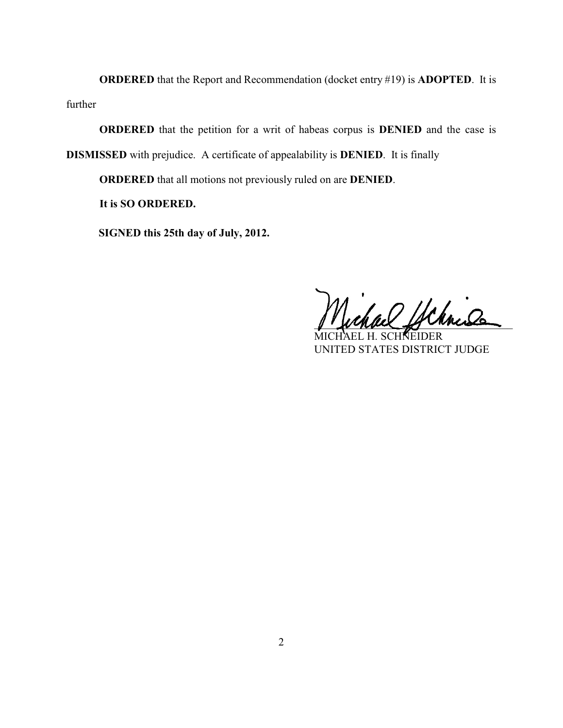**ORDERED** that the Report and Recommendation (docket entry #19) is **ADOPTED**. It is further

**ORDERED** that the petition for a writ of habeas corpus is **DENIED** and the case is **DISMISSED** with prejudice. A certificate of appealability is **DENIED**. It is finally

**ORDERED** that all motions not previously ruled on are **DENIED**.

**It is SO ORDERED.**

**SIGNED this 25th day of July, 2012.**

MICHAEL H. SCHNEIDER
UNITED STATES DISTRICT JUDGE